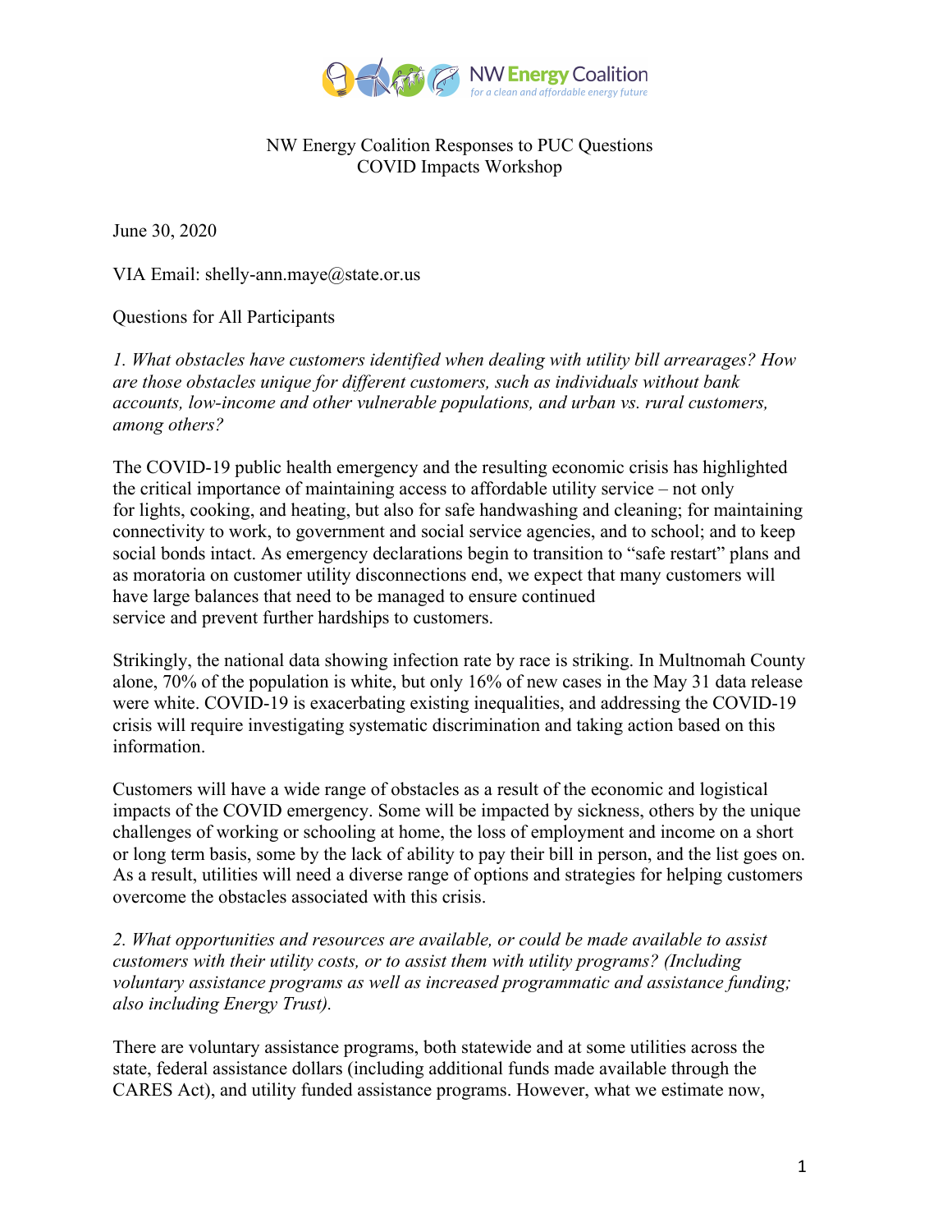NW Energy Coalition Responses to PUC Questions
COVID Impacts Workshop

June 30, 2020

VIA Email: shelly-ann.maye@state.or.us

Questions for All Participants

*1. What obstacles have customers identified when dealing with utility bill arrearages? How are those obstacles unique for different customers, such as individuals without bank accounts, low-income and other vulnerable populations, and urban vs. rural customers, among others?*

The COVID-19 public health emergency and the resulting economic crisis has highlighted the critical importance of maintaining access to affordable utility service – not only for lights, cooking, and heating, but also for safe handwashing and cleaning; for maintaining connectivity to work, to government and social service agencies, and to school; and to keep social bonds intact. As emergency declarations begin to transition to "safe restart" plans and as moratoria on customer utility disconnections end, we expect that many customers will have large balances that need to be managed to ensure continued service and prevent further hardships to customers.

Strikingly, the national data showing infection rate by race is striking. In Multnomah County alone, 70% of the population is white, but only 16% of new cases in the May 31 data release were white. COVID-19 is exacerbating existing inequalities, and addressing the COVID-19 crisis will require investigating systematic discrimination and taking action based on this information.

Customers will have a wide range of obstacles as a result of the economic and logistical impacts of the COVID emergency. Some will be impacted by sickness, others by the unique challenges of working or schooling at home, the loss of employment and income on a short or long term basis, some by the lack of ability to pay their bill in person, and the list goes on. As a result, utilities will need a diverse range of options and strategies for helping customers overcome the obstacles associated with this crisis.

*2. What opportunities and resources are available, or could be made available to assist customers with their utility costs, or to assist them with utility programs? (Including voluntary assistance programs as well as increased programmatic and assistance funding; also including Energy Trust).*

There are voluntary assistance programs, both statewide and at some utilities across the state, federal assistance dollars (including additional funds made available through the CARES Act), and utility funded assistance programs. However, what we estimate now,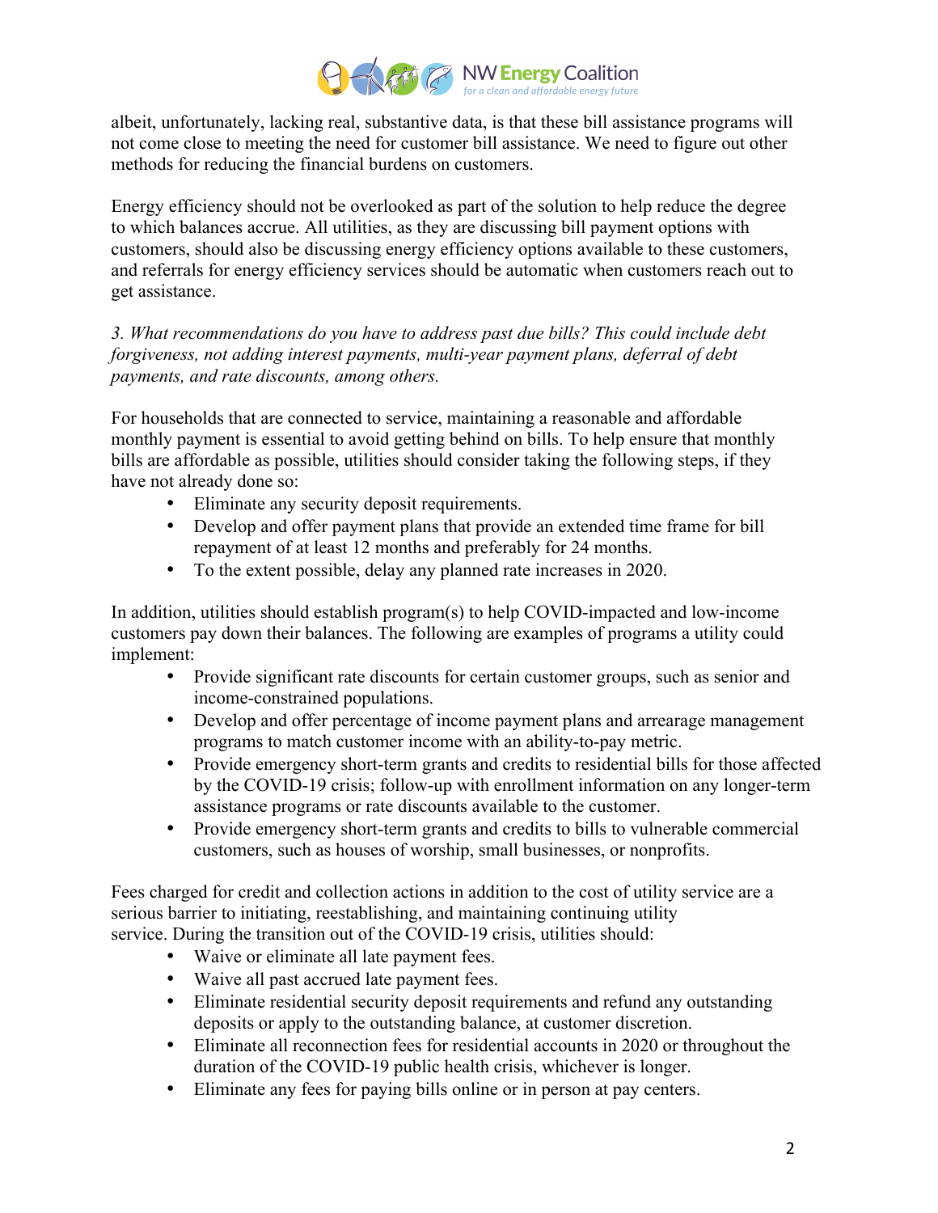albeit, unfortunately, lacking real, substantive data, is that these bill assistance programs will not come close to meeting the need for customer bill assistance. We need to figure out other methods for reducing the financial burdens on customers.

Energy efficiency should not be overlooked as part of the solution to help reduce the degree to which balances accrue. All utilities, as they are discussing bill payment options with customers, should also be discussing energy efficiency options available to these customers, and referrals for energy efficiency services should be automatic when customers reach out to get assistance.

*3. What recommendations do you have to address past due bills? This could include debt forgiveness, not adding interest payments, multi-year payment plans, deferral of debt payments, and rate discounts, among others.*

For households that are connected to service, maintaining a reasonable and affordable monthly payment is essential to avoid getting behind on bills. To help ensure that monthly bills are affordable as possible, utilities should consider taking the following steps, if they have not already done so:

- Eliminate any security deposit requirements.
- Develop and offer payment plans that provide an extended time frame for bill repayment of at least 12 months and preferably for 24 months.
- To the extent possible, delay any planned rate increases in 2020.

In addition, utilities should establish program(s) to help COVID-impacted and low-income customers pay down their balances. The following are examples of programs a utility could implement:

- Provide significant rate discounts for certain customer groups, such as senior and income-constrained populations.
- Develop and offer percentage of income payment plans and arrearage management programs to match customer income with an ability-to-pay metric.
- Provide emergency short-term grants and credits to residential bills for those affected by the COVID-19 crisis; follow-up with enrollment information on any longer-term assistance programs or rate discounts available to the customer.
- Provide emergency short-term grants and credits to bills to vulnerable commercial customers, such as houses of worship, small businesses, or nonprofits.

Fees charged for credit and collection actions in addition to the cost of utility service are a serious barrier to initiating, reestablishing, and maintaining continuing utility service. During the transition out of the COVID-19 crisis, utilities should:

- Waive or eliminate all late payment fees.
- Waive all past accrued late payment fees.
- Eliminate residential security deposit requirements and refund any outstanding deposits or apply to the outstanding balance, at customer discretion.
- Eliminate all reconnection fees for residential accounts in 2020 or throughout the duration of the COVID-19 public health crisis, whichever is longer.
- Eliminate any fees for paying bills online or in person at pay centers.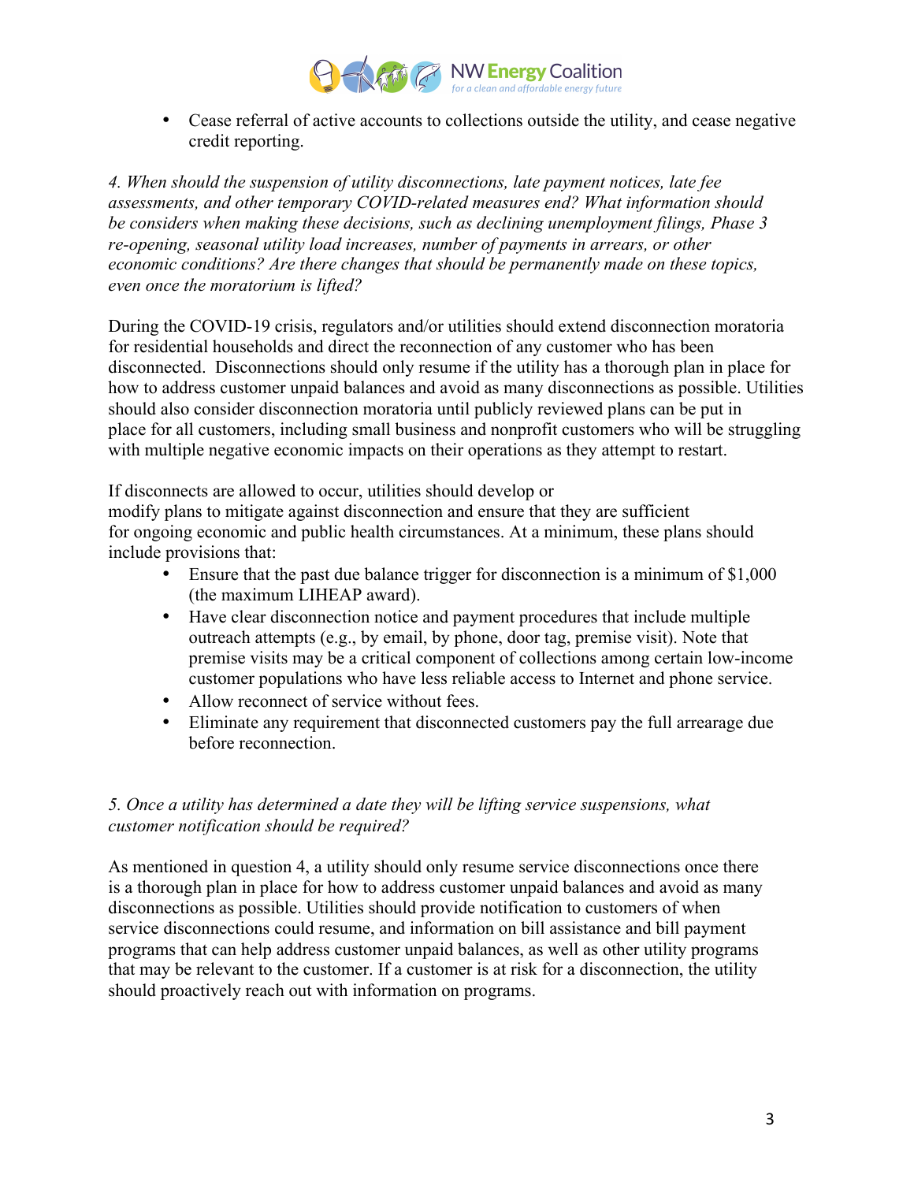- Cease referral of active accounts to collections outside the utility, and cease negative credit reporting.

*4. When should the suspension of utility disconnections, late payment notices, late fee assessments, and other temporary COVID-related measures end? What information should be considers when making these decisions, such as declining unemployment filings, Phase 3 re-opening, seasonal utility load increases, number of payments in arrears, or other economic conditions? Are there changes that should be permanently made on these topics, even once the moratorium is lifted?*

During the COVID-19 crisis, regulators and/or utilities should extend disconnection moratoria for residential households and direct the reconnection of any customer who has been disconnected. Disconnections should only resume if the utility has a thorough plan in place for how to address customer unpaid balances and avoid as many disconnections as possible. Utilities should also consider disconnection moratoria until publicly reviewed plans can be put in place for all customers, including small business and nonprofit customers who will be struggling with multiple negative economic impacts on their operations as they attempt to restart.

If disconnects are allowed to occur, utilities should develop or modify plans to mitigate against disconnection and ensure that they are sufficient for ongoing economic and public health circumstances. At a minimum, these plans should include provisions that:

- Ensure that the past due balance trigger for disconnection is a minimum of $1,000 (the maximum LIHEAP award).
- Have clear disconnection notice and payment procedures that include multiple outreach attempts (e.g., by email, by phone, door tag, premise visit). Note that premise visits may be a critical component of collections among certain low-income customer populations who have less reliable access to Internet and phone service.
- Allow reconnect of service without fees.
- Eliminate any requirement that disconnected customers pay the full arrearage due before reconnection.

*5. Once a utility has determined a date they will be lifting service suspensions, what customer notification should be required?*

As mentioned in question 4, a utility should only resume service disconnections once there is a thorough plan in place for how to address customer unpaid balances and avoid as many disconnections as possible. Utilities should provide notification to customers of when service disconnections could resume, and information on bill assistance and bill payment programs that can help address customer unpaid balances, as well as other utility programs that may be relevant to the customer. If a customer is at risk for a disconnection, the utility should proactively reach out with information on programs.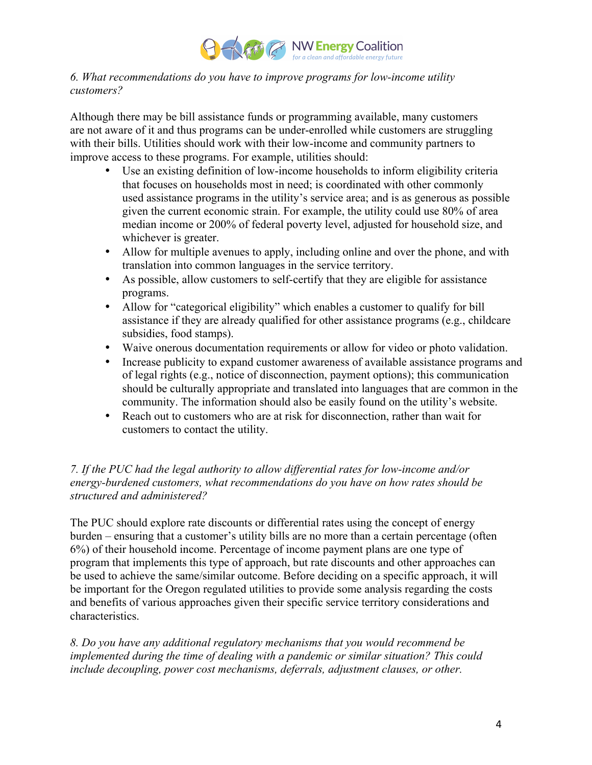*6. What recommendations do you have to improve programs for low-income utility customers?*

Although there may be bill assistance funds or programming available, many customers are not aware of it and thus programs can be under-enrolled while customers are struggling with their bills. Utilities should work with their low-income and community partners to improve access to these programs. For example, utilities should:

- Use an existing definition of low-income households to inform eligibility criteria that focuses on households most in need; is coordinated with other commonly used assistance programs in the utility's service area; and is as generous as possible given the current economic strain. For example, the utility could use 80% of area median income or 200% of federal poverty level, adjusted for household size, and whichever is greater.
- Allow for multiple avenues to apply, including online and over the phone, and with translation into common languages in the service territory.
- As possible, allow customers to self-certify that they are eligible for assistance programs.
- Allow for "categorical eligibility" which enables a customer to qualify for bill assistance if they are already qualified for other assistance programs (e.g., childcare subsidies, food stamps).
- Waive onerous documentation requirements or allow for video or photo validation.
- Increase publicity to expand customer awareness of available assistance programs and of legal rights (e.g., notice of disconnection, payment options); this communication should be culturally appropriate and translated into languages that are common in the community. The information should also be easily found on the utility's website.
- Reach out to customers who are at risk for disconnection, rather than wait for customers to contact the utility.

*7. If the PUC had the legal authority to allow differential rates for low-income and/or energy-burdened customers, what recommendations do you have on how rates should be structured and administered?*

The PUC should explore rate discounts or differential rates using the concept of energy burden – ensuring that a customer's utility bills are no more than a certain percentage (often 6%) of their household income. Percentage of income payment plans are one type of program that implements this type of approach, but rate discounts and other approaches can be used to achieve the same/similar outcome. Before deciding on a specific approach, it will be important for the Oregon regulated utilities to provide some analysis regarding the costs and benefits of various approaches given their specific service territory considerations and characteristics.

*8. Do you have any additional regulatory mechanisms that you would recommend be implemented during the time of dealing with a pandemic or similar situation? This could include decoupling, power cost mechanisms, deferrals, adjustment clauses, or other.*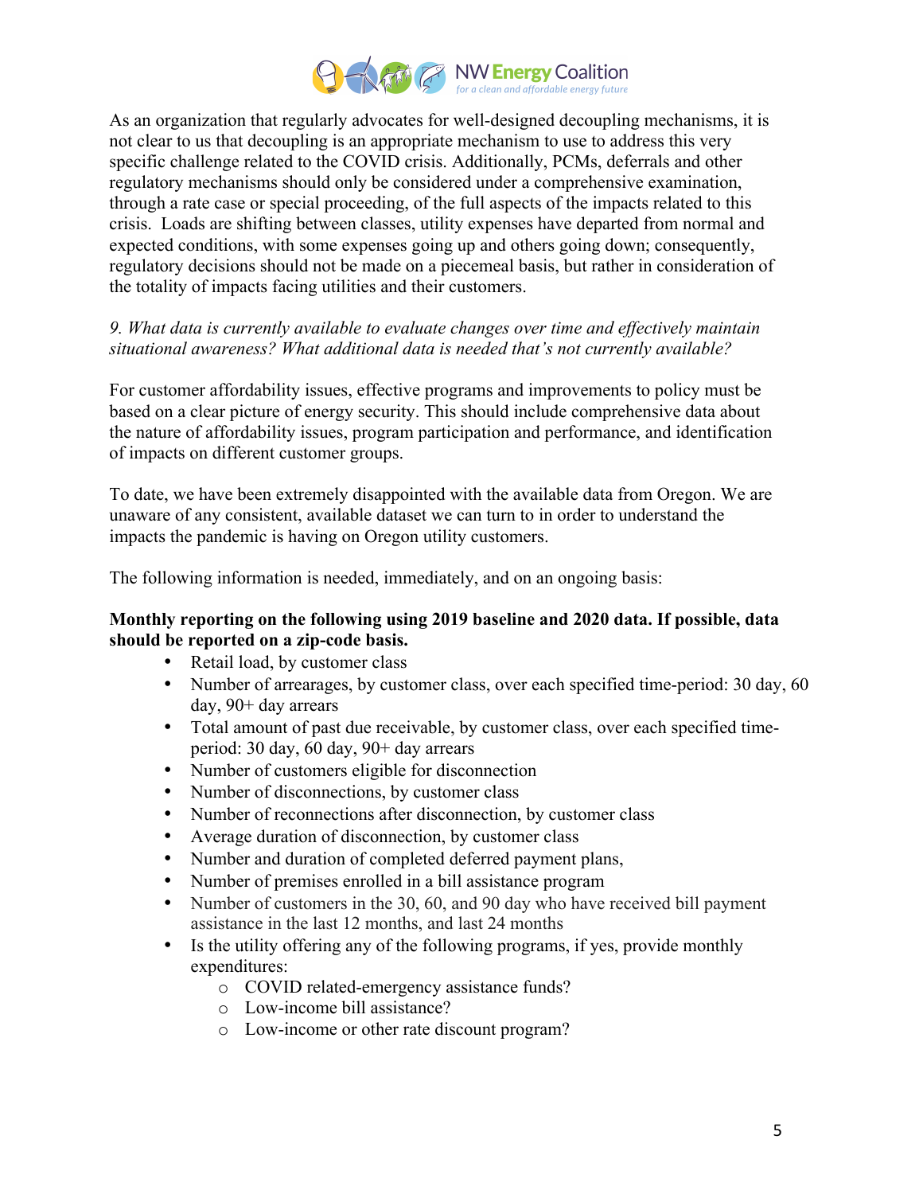As an organization that regularly advocates for well-designed decoupling mechanisms, it is not clear to us that decoupling is an appropriate mechanism to use to address this very specific challenge related to the COVID crisis. Additionally, PCMs, deferrals and other regulatory mechanisms should only be considered under a comprehensive examination, through a rate case or special proceeding, of the full aspects of the impacts related to this crisis. Loads are shifting between classes, utility expenses have departed from normal and expected conditions, with some expenses going up and others going down; consequently, regulatory decisions should not be made on a piecemeal basis, but rather in consideration of the totality of impacts facing utilities and their customers.

*9. What data is currently available to evaluate changes over time and effectively maintain situational awareness? What additional data is needed that's not currently available?*

For customer affordability issues, effective programs and improvements to policy must be based on a clear picture of energy security. This should include comprehensive data about the nature of affordability issues, program participation and performance, and identification of impacts on different customer groups.

To date, we have been extremely disappointed with the available data from Oregon. We are unaware of any consistent, available dataset we can turn to in order to understand the impacts the pandemic is having on Oregon utility customers.

The following information is needed, immediately, and on an ongoing basis:

**Monthly reporting on the following using 2019 baseline and 2020 data. If possible, data should be reported on a zip-code basis.**

- Retail load, by customer class
- Number of arrearages, by customer class, over each specified time-period: 30 day, 60 day, 90+ day arrears
- Total amount of past due receivable, by customer class, over each specified time-period: 30 day, 60 day, 90+ day arrears
- Number of customers eligible for disconnection
- Number of disconnections, by customer class
- Number of reconnections after disconnection, by customer class
- Average duration of disconnection, by customer class
- Number and duration of completed deferred payment plans,
- Number of premises enrolled in a bill assistance program
- Number of customers in the 30, 60, and 90 day who have received bill payment assistance in the last 12 months, and last 24 months
- Is the utility offering any of the following programs, if yes, provide monthly expenditures:
  - COVID related-emergency assistance funds?
  - Low-income bill assistance?
  - Low-income or other rate discount program?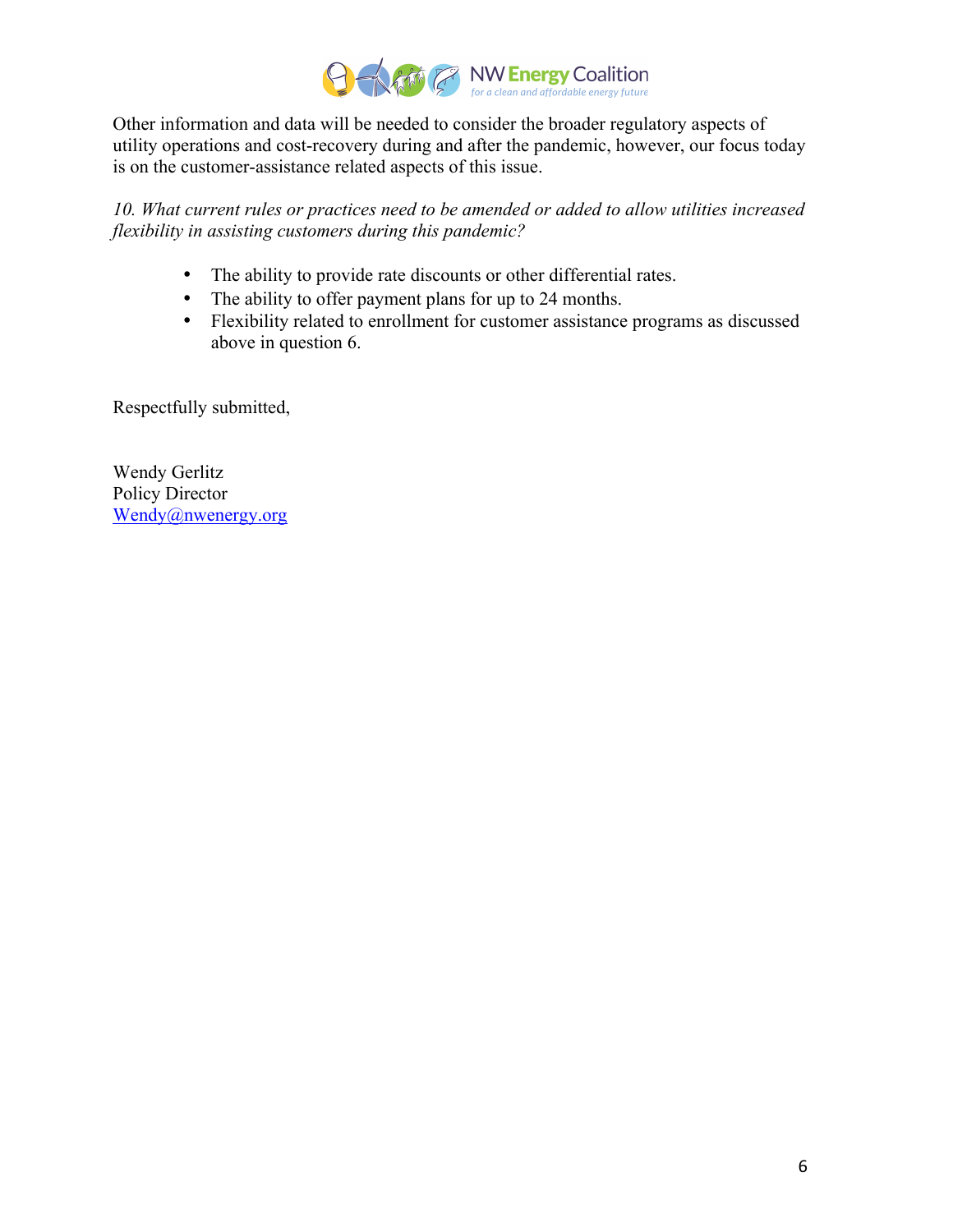Other information and data will be needed to consider the broader regulatory aspects of utility operations and cost-recovery during and after the pandemic, however, our focus today is on the customer-assistance related aspects of this issue.

*10. What current rules or practices need to be amended or added to allow utilities increased flexibility in assisting customers during this pandemic?*

- The ability to provide rate discounts or other differential rates.
- The ability to offer payment plans for up to 24 months.
- Flexibility related to enrollment for customer assistance programs as discussed above in question 6.

Respectfully submitted,

Wendy Gerlitz
Policy Director
Wendy@nwenergy.org